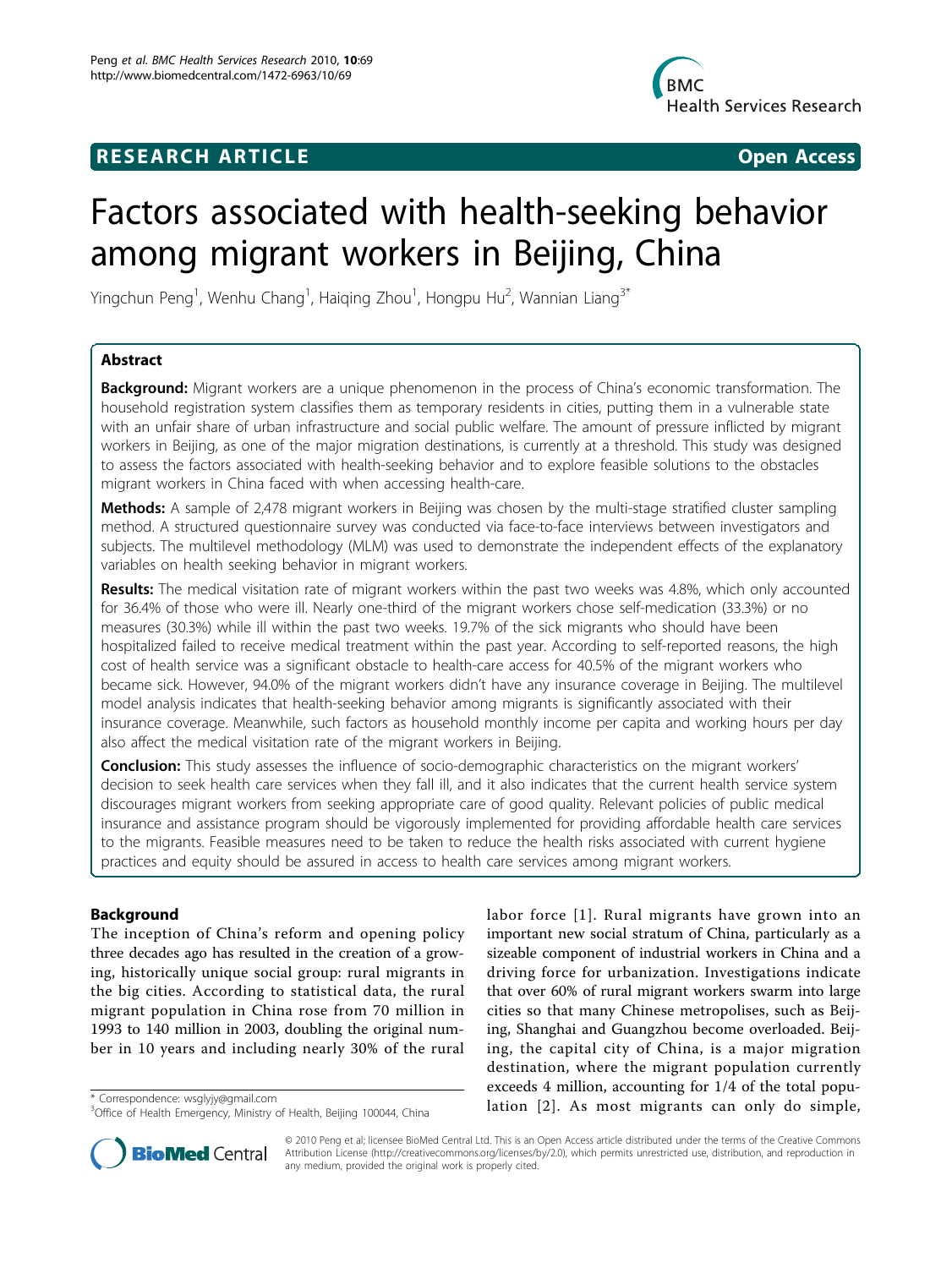# Factors associated with health-seeking behavior among migrant workers in Beijing, China

Yingchun Peng[1], Wenhu Chang[1], Haiqing Zhou[1], Hongpu Hu[2], Wannian Liang[3*]

## Abstract

**Background:** Migrant workers are a unique phenomenon in the process of China's economic transformation. The household registration system classifies them as temporary residents in cities, putting them in a vulnerable state with an unfair share of urban infrastructure and social public welfare. The amount of pressure inflicted by migrant workers in Beijing, as one of the major migration destinations, is currently at a threshold. This study was designed to assess the factors associated with health-seeking behavior and to explore feasible solutions to the obstacles migrant workers in China faced with when accessing health-care.

**Methods:** A sample of 2,478 migrant workers in Beijing was chosen by the multi-stage stratified cluster sampling method. A structured questionnaire survey was conducted via face-to-face interviews between investigators and subjects. The multilevel methodology (MLM) was used to demonstrate the independent effects of the explanatory variables on health seeking behavior in migrant workers.

**Results:** The medical visitation rate of migrant workers within the past two weeks was 4.8%, which only accounted for 36.4% of those who were ill. Nearly one-third of the migrant workers chose self-medication (33.3%) or no measures (30.3%) while ill within the past two weeks. 19.7% of the sick migrants who should have been hospitalized failed to receive medical treatment within the past year. According to self-reported reasons, the high cost of health service was a significant obstacle to health-care access for 40.5% of the migrant workers who became sick. However, 94.0% of the migrant workers didn't have any insurance coverage in Beijing. The multilevel model analysis indicates that health-seeking behavior among migrants is significantly associated with their insurance coverage. Meanwhile, such factors as household monthly income per capita and working hours per day also affect the medical visitation rate of the migrant workers in Beijing.

**Conclusion:** This study assesses the influence of socio-demographic characteristics on the migrant workers' decision to seek health care services when they fall ill, and it also indicates that the current health service system discourages migrant workers from seeking appropriate care of good quality. Relevant policies of public medical insurance and assistance program should be vigorously implemented for providing affordable health care services to the migrants. Feasible measures need to be taken to reduce the health risks associated with current hygiene practices and equity should be assured in access to health care services among migrant workers.

## Background

The inception of China's reform and opening policy three decades ago has resulted in the creation of a growing, historically unique social group: rural migrants in the big cities. According to statistical data, the rural migrant population in China rose from 70 million in 1993 to 140 million in 2003, doubling the original number in 10 years and including nearly 30% of the rural labor force [1]. Rural migrants have grown into an important new social stratum of China, particularly as a sizeable component of industrial workers in China and a driving force for urbanization. Investigations indicate that over 60% of rural migrant workers swarm into large cities so that many Chinese metropolises, such as Beijing, Shanghai and Guangzhou become overloaded. Beijing, the capital city of China, is a major migration destination, where the migrant population currently exceeds 4 million, accounting for 1/4 of the total population [2]. As most migrants can only do simple,

\* Correspondence: wsglyjy@gmail.com
[3]Office of Health Emergency, Ministry of Health, Beijing 100044, China

© 2010 Peng et al; licensee BioMed Central Ltd. This is an Open Access article distributed under the terms of the Creative Commons Attribution License (http://creativecommons.org/licenses/by/2.0), which permits unrestricted use, distribution, and reproduction in any medium, provided the original work is properly cited.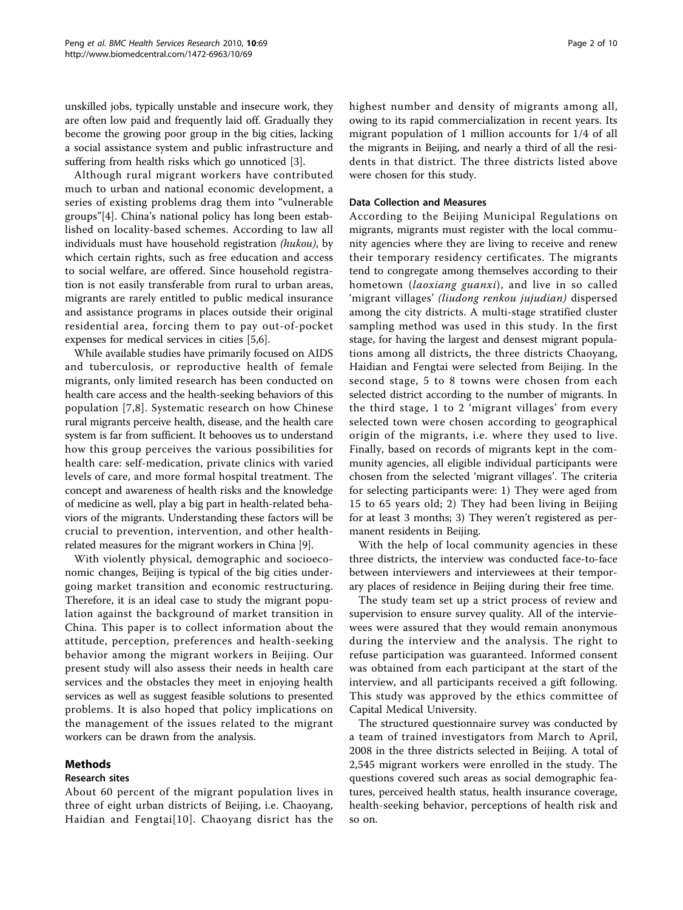unskilled jobs, typically unstable and insecure work, they are often low paid and frequently laid off. Gradually they become the growing poor group in the big cities, lacking a social assistance system and public infrastructure and suffering from health risks which go unnoticed [3].

Although rural migrant workers have contributed much to urban and national economic development, a series of existing problems drag them into "vulnerable groups"[4]. China's national policy has long been established on locality-based schemes. According to law all individuals must have household registration *(hukou)*, by which certain rights, such as free education and access to social welfare, are offered. Since household registration is not easily transferable from rural to urban areas, migrants are rarely entitled to public medical insurance and assistance programs in places outside their original residential area, forcing them to pay out-of-pocket expenses for medical services in cities [5,6].

While available studies have primarily focused on AIDS and tuberculosis, or reproductive health of female migrants, only limited research has been conducted on health care access and the health-seeking behaviors of this population [7,8]. Systematic research on how Chinese rural migrants perceive health, disease, and the health care system is far from sufficient. It behooves us to understand how this group perceives the various possibilities for health care: self-medication, private clinics with varied levels of care, and more formal hospital treatment. The concept and awareness of health risks and the knowledge of medicine as well, play a big part in health-related behaviors of the migrants. Understanding these factors will be crucial to prevention, intervention, and other health-related measures for the migrant workers in China [9].

With violently physical, demographic and socioeconomic changes, Beijing is typical of the big cities undergoing market transition and economic restructuring. Therefore, it is an ideal case to study the migrant population against the background of market transition in China. This paper is to collect information about the attitude, perception, preferences and health-seeking behavior among the migrant workers in Beijing. Our present study will also assess their needs in health care services and the obstacles they meet in enjoying health services as well as suggest feasible solutions to presented problems. It is also hoped that policy implications on the management of the issues related to the migrant workers can be drawn from the analysis.

## Methods

### Research sites

About 60 percent of the migrant population lives in three of eight urban districts of Beijing, i.e. Chaoyang, Haidian and Fengtai[10]. Chaoyang disrict has the highest number and density of migrants among all, owing to its rapid commercialization in recent years. Its migrant population of 1 million accounts for 1/4 of all the migrants in Beijing, and nearly a third of all the residents in that district. The three districts listed above were chosen for this study.

### Data Collection and Measures

According to the Beijing Municipal Regulations on migrants, migrants must register with the local community agencies where they are living to receive and renew their temporary residency certificates. The migrants tend to congregate among themselves according to their hometown (*laoxiang guanxi*), and live in so called 'migrant villages' *(liudong renkou jujudian)* dispersed among the city districts. A multi-stage stratified cluster sampling method was used in this study. In the first stage, for having the largest and densest migrant populations among all districts, the three districts Chaoyang, Haidian and Fengtai were selected from Beijing. In the second stage, 5 to 8 towns were chosen from each selected district according to the number of migrants. In the third stage, 1 to 2 'migrant villages' from every selected town were chosen according to geographical origin of the migrants, i.e. where they used to live. Finally, based on records of migrants kept in the community agencies, all eligible individual participants were chosen from the selected 'migrant villages'. The criteria for selecting participants were: 1) They were aged from 15 to 65 years old; 2) They had been living in Beijing for at least 3 months; 3) They weren't registered as permanent residents in Beijing.

With the help of local community agencies in these three districts, the interview was conducted face-to-face between interviewers and interviewees at their temporary places of residence in Beijing during their free time.

The study team set up a strict process of review and supervision to ensure survey quality. All of the interviewees were assured that they would remain anonymous during the interview and the analysis. The right to refuse participation was guaranteed. Informed consent was obtained from each participant at the start of the interview, and all participants received a gift following. This study was approved by the ethics committee of Capital Medical University.

The structured questionnaire survey was conducted by a team of trained investigators from March to April, 2008 in the three districts selected in Beijing. A total of 2,545 migrant workers were enrolled in the study. The questions covered such areas as social demographic features, perceived health status, health insurance coverage, health-seeking behavior, perceptions of health risk and so on.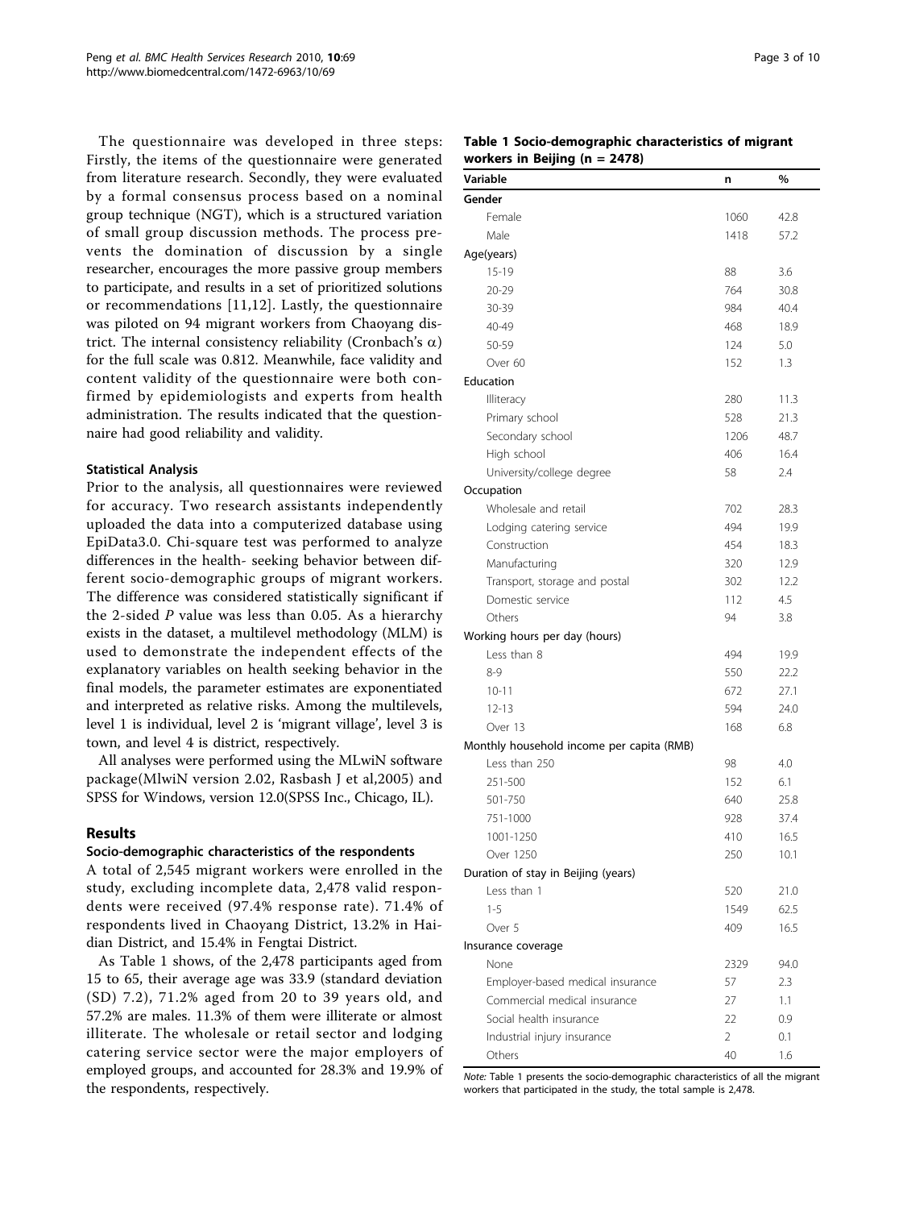The questionnaire was developed in three steps: Firstly, the items of the questionnaire were generated from literature research. Secondly, they were evaluated by a formal consensus process based on a nominal group technique (NGT), which is a structured variation of small group discussion methods. The process prevents the domination of discussion by a single researcher, encourages the more passive group members to participate, and results in a set of prioritized solutions or recommendations [11,12]. Lastly, the questionnaire was piloted on 94 migrant workers from Chaoyang district. The internal consistency reliability (Cronbach's $\alpha$) for the full scale was 0.812. Meanwhile, face validity and content validity of the questionnaire were both confirmed by epidemiologists and experts from health administration. The results indicated that the questionnaire had good reliability and validity.

#### Statistical Analysis

Prior to the analysis, all questionnaires were reviewed for accuracy. Two research assistants independently uploaded the data into a computerized database using EpiData3.0. Chi-square test was performed to analyze differences in the health- seeking behavior between different socio-demographic groups of migrant workers. The difference was considered statistically significant if the 2-sided *P* value was less than 0.05. As a hierarchy exists in the dataset, a multilevel methodology (MLM) is used to demonstrate the independent effects of the explanatory variables on health seeking behavior in the final models, the parameter estimates are exponentiated and interpreted as relative risks. Among the multilevels, level 1 is individual, level 2 is 'migrant village', level 3 is town, and level 4 is district, respectively.

All analyses were performed using the MLwiN software package(MlwiN version 2.02, Rasbash J et al,2005) and SPSS for Windows, version 12.0(SPSS Inc., Chicago, IL).

## Results

### Socio-demographic characteristics of the respondents

A total of 2,545 migrant workers were enrolled in the study, excluding incomplete data, 2,478 valid respondents were received (97.4% response rate). 71.4% of respondents lived in Chaoyang District, 13.2% in Haidian District, and 15.4% in Fengtai District.

As Table 1 shows, of the 2,478 participants aged from 15 to 65, their average age was 33.9 (standard deviation (SD) 7.2), 71.2% aged from 20 to 39 years old, and 57.2% are males. 11.3% of them were illiterate or almost illiterate. The wholesale or retail sector and lodging catering service sector were the major employers of employed groups, and accounted for 28.3% and 19.9% of the respondents, respectively.

**Table 1 Socio-demographic characteristics of migrant workers in Beijing (n = 2478)**

| Variable | n | % |
|---|---|---|
| **Gender** | | |
| Female | 1060 | 42.8 |
| Male | 1418 | 57.2 |
| **Age(years)** | | |
| 15-19 | 88 | 3.6 |
| 20-29 | 764 | 30.8 |
| 30-39 | 984 | 40.4 |
| 40-49 | 468 | 18.9 |
| 50-59 | 124 | 5.0 |
| Over 60 | 152 | 1.3 |
| **Education** | | |
| Illiteracy | 280 | 11.3 |
| Primary school | 528 | 21.3 |
| Secondary school | 1206 | 48.7 |
| High school | 406 | 16.4 |
| University/college degree | 58 | 2.4 |
| **Occupation** | | |
| Wholesale and retail | 702 | 28.3 |
| Lodging catering service | 494 | 19.9 |
| Construction | 454 | 18.3 |
| Manufacturing | 320 | 12.9 |
| Transport, storage and postal | 302 | 12.2 |
| Domestic service | 112 | 4.5 |
| Others | 94 | 3.8 |
| **Working hours per day (hours)** | | |
| Less than 8 | 494 | 19.9 |
| 8-9 | 550 | 22.2 |
| 10-11 | 672 | 27.1 |
| 12-13 | 594 | 24.0 |
| Over 13 | 168 | 6.8 |
| **Monthly household income per capita (RMB)** | | |
| Less than 250 | 98 | 4.0 |
| 251-500 | 152 | 6.1 |
| 501-750 | 640 | 25.8 |
| 751-1000 | 928 | 37.4 |
| 1001-1250 | 410 | 16.5 |
| Over 1250 | 250 | 10.1 |
| **Duration of stay in Beijing (years)** | | |
| Less than 1 | 520 | 21.0 |
| 1-5 | 1549 | 62.5 |
| Over 5 | 409 | 16.5 |
| **Insurance coverage** | | |
| None | 2329 | 94.0 |
| Employer-based medical insurance | 57 | 2.3 |
| Commercial medical insurance | 27 | 1.1 |
| Social health insurance | 22 | 0.9 |
| Industrial injury insurance | 2 | 0.1 |
| Others | 40 | 1.6 |

*Note:* Table 1 presents the socio-demographic characteristics of all the migrant workers that participated in the study, the total sample is 2,478.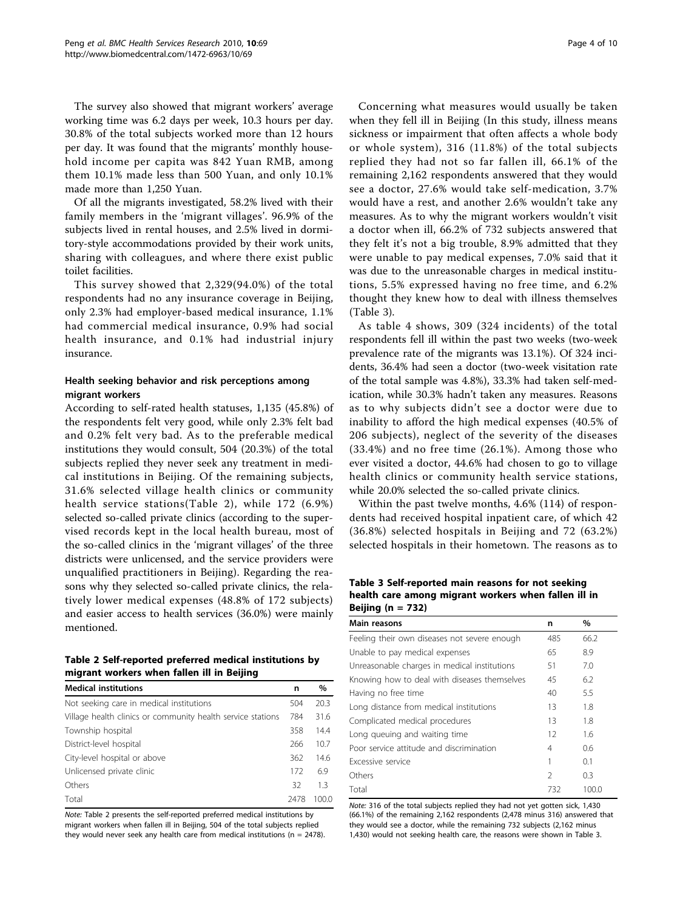The survey also showed that migrant workers' average working time was 6.2 days per week, 10.3 hours per day. 30.8% of the total subjects worked more than 12 hours per day. It was found that the migrants' monthly household income per capita was 842 Yuan RMB, among them 10.1% made less than 500 Yuan, and only 10.1% made more than 1,250 Yuan.

Of all the migrants investigated, 58.2% lived with their family members in the 'migrant villages'. 96.9% of the subjects lived in rental houses, and 2.5% lived in dormitory-style accommodations provided by their work units, sharing with colleagues, and where there exist public toilet facilities.

This survey showed that 2,329(94.0%) of the total respondents had no any insurance coverage in Beijing, only 2.3% had employer-based medical insurance, 1.1% had commercial medical insurance, 0.9% had social health insurance, and 0.1% had industrial injury insurance.

### Health seeking behavior and risk perceptions among migrant workers

According to self-rated health statuses, 1,135 (45.8%) of the respondents felt very good, while only 2.3% felt bad and 0.2% felt very bad. As to the preferable medical institutions they would consult, 504 (20.3%) of the total subjects replied they never seek any treatment in medical institutions in Beijing. Of the remaining subjects, 31.6% selected village health clinics or community health service stations(Table 2), while 172 (6.9%) selected so-called private clinics (according to the supervised records kept in the local health bureau, most of the so-called clinics in the 'migrant villages' of the three districts were unlicensed, and the service providers were unqualified practitioners in Beijing). Regarding the reasons why they selected so-called private clinics, the relatively lower medical expenses (48.8% of 172 subjects) and easier access to health services (36.0%) were mainly mentioned.

**Table 2 Self-reported preferred medical institutions by migrant workers when fallen ill in Beijing**

| Medical institutions | n | % |
|---|---|---|
| Not seeking care in medical institutions | 504 | 20.3 |
| Village health clinics or community health service stations | 784 | 31.6 |
| Township hospital | 358 | 14.4 |
| District-level hospital | 266 | 10.7 |
| City-level hospital or above | 362 | 14.6 |
| Unlicensed private clinic | 172 | 6.9 |
| Others | 32 | 1.3 |
| Total | 2478 | 100.0 |

*Note:* Table 2 presents the self-reported preferred medical institutions by migrant workers when fallen ill in Beijing, 504 of the total subjects replied they would never seek any health care from medical institutions (n = 2478).

Concerning what measures would usually be taken when they fell ill in Beijing (In this study, illness means sickness or impairment that often affects a whole body or whole system), 316 (11.8%) of the total subjects replied they had not so far fallen ill, 66.1% of the remaining 2,162 respondents answered that they would see a doctor, 27.6% would take self-medication, 3.7% would have a rest, and another 2.6% wouldn't take any measures. As to why the migrant workers wouldn't visit a doctor when ill, 66.2% of 732 subjects answered that they felt it's not a big trouble, 8.9% admitted that they were unable to pay medical expenses, 7.0% said that it was due to the unreasonable charges in medical institutions, 5.5% expressed having no free time, and 6.2% thought they knew how to deal with illness themselves (Table 3).

As table 4 shows, 309 (324 incidents) of the total respondents fell ill within the past two weeks (two-week prevalence rate of the migrants was 13.1%). Of 324 incidents, 36.4% had seen a doctor (two-week visitation rate of the total sample was 4.8%), 33.3% had taken self-medication, while 30.3% hadn't taken any measures. Reasons as to why subjects didn't see a doctor were due to inability to afford the high medical expenses (40.5% of 206 subjects), neglect of the severity of the diseases (33.4%) and no free time (26.1%). Among those who ever visited a doctor, 44.6% had chosen to go to village health clinics or community health service stations, while 20.0% selected the so-called private clinics.

Within the past twelve months, 4.6% (114) of respondents had received hospital inpatient care, of which 42 (36.8%) selected hospitals in Beijing and 72 (63.2%) selected hospitals in their hometown. The reasons as to

**Table 3 Self-reported main reasons for not seeking health care among migrant workers when fallen ill in Beijing (n = 732)**

| Main reasons | n | % |
|---|---|---|
| Feeling their own diseases not severe enough | 485 | 66.2 |
| Unable to pay medical expenses | 65 | 8.9 |
| Unreasonable charges in medical institutions | 51 | 7.0 |
| Knowing how to deal with diseases themselves | 45 | 6.2 |
| Having no free time | 40 | 5.5 |
| Long distance from medical institutions | 13 | 1.8 |
| Complicated medical procedures | 13 | 1.8 |
| Long queuing and waiting time | 12 | 1.6 |
| Poor service attitude and discrimination | 4 | 0.6 |
| Excessive service | 1 | 0.1 |
| Others | 2 | 0.3 |
| Total | 732 | 100.0 |

*Note:* 316 of the total subjects replied they had not yet gotten sick, 1,430 (66.1%) of the remaining 2,162 respondents (2,478 minus 316) answered that they would see a doctor, while the remaining 732 subjects (2,162 minus 1,430) would not seeking health care, the reasons were shown in Table 3.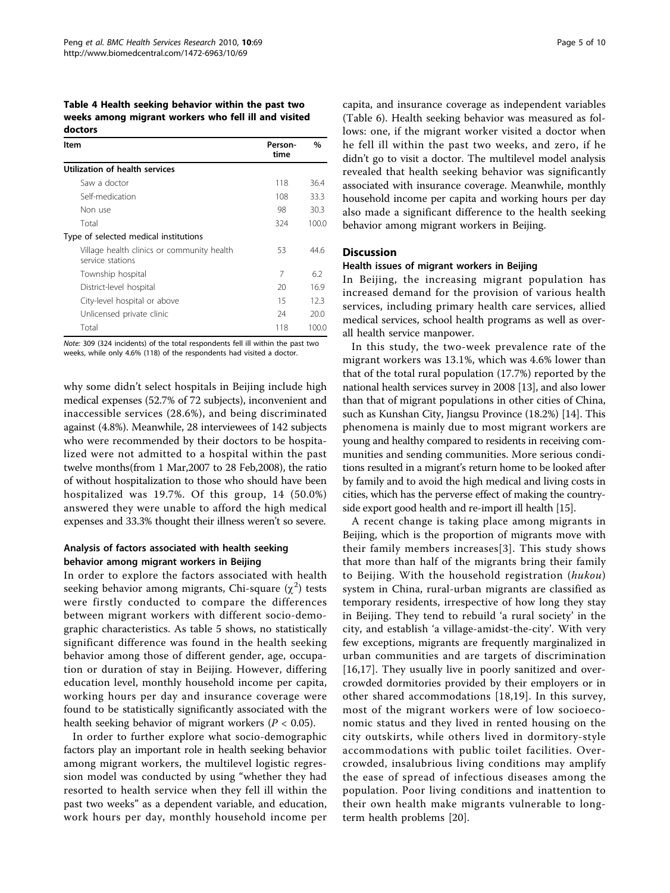**Table 4 Health seeking behavior within the past two weeks among migrant workers who fell ill and visited doctors**

| Item | Person-time | % |
|---|---|---|
| Utilization of health services | | |
| Saw a doctor | 118 | 36.4 |
| Self-medication | 108 | 33.3 |
| Non use | 98 | 30.3 |
| Total | 324 | 100.0 |
| Type of selected medical institutions | | |
| Village health clinics or community health service stations | 53 | 44.6 |
| Township hospital | 7 | 6.2 |
| District-level hospital | 20 | 16.9 |
| City-level hospital or above | 15 | 12.3 |
| Unlicensed private clinic | 24 | 20.0 |
| Total | 118 | 100.0 |

*Note:* 309 (324 incidents) of the total respondents fell ill within the past two weeks, while only 4.6% (118) of the respondents had visited a doctor.

why some didn't select hospitals in Beijing include high medical expenses (52.7% of 72 subjects), inconvenient and inaccessible services (28.6%), and being discriminated against (4.8%). Meanwhile, 28 interviewees of 142 subjects who were recommended by their doctors to be hospitalized were not admitted to a hospital within the past twelve months(from 1 Mar,2007 to 28 Feb,2008), the ratio of without hospitalization to those who should have been hospitalized was 19.7%. Of this group, 14 (50.0%) answered they were unable to afford the high medical expenses and 33.3% thought their illness weren't so severe.

### Analysis of factors associated with health seeking behavior among migrant workers in Beijing

In order to explore the factors associated with health seeking behavior among migrants, Chi-square ($\chi^2$) tests were firstly conducted to compare the differences between migrant workers with different socio-demographic characteristics. As table 5 shows, no statistically significant difference was found in the health seeking behavior among those of different gender, age, occupation or duration of stay in Beijing. However, differing education level, monthly household income per capita, working hours per day and insurance coverage were found to be statistically significantly associated with the health seeking behavior of migrant workers ($P < 0.05$).

In order to further explore what socio-demographic factors play an important role in health seeking behavior among migrant workers, the multilevel logistic regression model was conducted by using "whether they had resorted to health service when they fell ill within the past two weeks" as a dependent variable, and education, work hours per day, monthly household income per capita, and insurance coverage as independent variables (Table 6). Health seeking behavior was measured as follows: one, if the migrant worker visited a doctor when he fell ill within the past two weeks, and zero, if he didn't go to visit a doctor. The multilevel model analysis revealed that health seeking behavior was significantly associated with insurance coverage. Meanwhile, monthly household income per capita and working hours per day also made a significant difference to the health seeking behavior among migrant workers in Beijing.

## Discussion

### Health issues of migrant workers in Beijing

In Beijing, the increasing migrant population has increased demand for the provision of various health services, including primary health care services, allied medical services, school health programs as well as overall health service manpower.

In this study, the two-week prevalence rate of the migrant workers was 13.1%, which was 4.6% lower than that of the total rural population (17.7%) reported by the national health services survey in 2008 [13], and also lower than that of migrant populations in other cities of China, such as Kunshan City, Jiangsu Province (18.2%) [14]. This phenomena is mainly due to most migrant workers are young and healthy compared to residents in receiving communities and sending communities. More serious conditions resulted in a migrant's return home to be looked after by family and to avoid the high medical and living costs in cities, which has the perverse effect of making the countryside export good health and re-import ill health [15].

A recent change is taking place among migrants in Beijing, which is the proportion of migrants move with their family members increases[3]. This study shows that more than half of the migrants bring their family to Beijing. With the household registration (*hukou*) system in China, rural-urban migrants are classified as temporary residents, irrespective of how long they stay in Beijing. They tend to rebuild 'a rural society' in the city, and establish 'a village-amidst-the-city'. With very few exceptions, migrants are frequently marginalized in urban communities and are targets of discrimination [16,17]. They usually live in poorly sanitized and overcrowded dormitories provided by their employers or in other shared accommodations [18,19]. In this survey, most of the migrant workers were of low socioeconomic status and they lived in rented housing on the city outskirts, while others lived in dormitory-style accommodations with public toilet facilities. Overcrowded, insalubrious living conditions may amplify the ease of spread of infectious diseases among the population. Poor living conditions and inattention to their own health make migrants vulnerable to long-term health problems [20].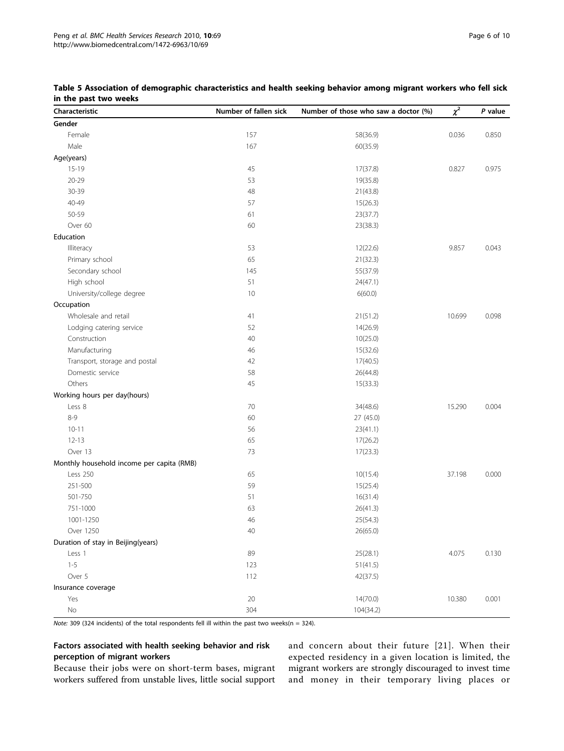**Table 5 Association of demographic characteristics and health seeking behavior among migrant workers who fell sick in the past two weeks**

| Characteristic | Number of fallen sick | Number of those who saw a doctor (%) | $\chi^2$ | *P* value |
|---|---|---|---|---|
| **Gender** | | | | |
| Female | 157 | 58(36.9) | 0.036 | 0.850 |
| Male | 167 | 60(35.9) | | |
| **Age(years)** | | | | |
| 15-19 | 45 | 17(37.8) | 0.827 | 0.975 |
| 20-29 | 53 | 19(35.8) | | |
| 30-39 | 48 | 21(43.8) | | |
| 40-49 | 57 | 15(26.3) | | |
| 50-59 | 61 | 23(37.7) | | |
| Over 60 | 60 | 23(38.3) | | |
| **Education** | | | | |
| Illiteracy | 53 | 12(22.6) | 9.857 | 0.043 |
| Primary school | 65 | 21(32.3) | | |
| Secondary school | 145 | 55(37.9) | | |
| High school | 51 | 24(47.1) | | |
| University/college degree | 10 | 6(60.0) | | |
| **Occupation** | | | | |
| Wholesale and retail | 41 | 21(51.2) | 10.699 | 0.098 |
| Lodging catering service | 52 | 14(26.9) | | |
| Construction | 40 | 10(25.0) | | |
| Manufacturing | 46 | 15(32.6) | | |
| Transport, storage and postal | 42 | 17(40.5) | | |
| Domestic service | 58 | 26(44.8) | | |
| Others | 45 | 15(33.3) | | |
| **Working hours per day(hours)** | | | | |
| Less 8 | 70 | 34(48.6) | 15.290 | 0.004 |
| 8-9 | 60 | 27 (45.0) | | |
| 10-11 | 56 | 23(41.1) | | |
| 12-13 | 65 | 17(26.2) | | |
| Over 13 | 73 | 17(23.3) | | |
| **Monthly household income per capita (RMB)** | | | | |
| Less 250 | 65 | 10(15.4) | 37.198 | 0.000 |
| 251-500 | 59 | 15(25.4) | | |
| 501-750 | 51 | 16(31.4) | | |
| 751-1000 | 63 | 26(41.3) | | |
| 1001-1250 | 46 | 25(54.3) | | |
| Over 1250 | 40 | 26(65.0) | | |
| **Duration of stay in Beijing(years)** | | | | |
| Less 1 | 89 | 25(28.1) | 4.075 | 0.130 |
| 1-5 | 123 | 51(41.5) | | |
| Over 5 | 112 | 42(37.5) | | |
| **Insurance coverage** | | | | |
| Yes | 20 | 14(70.0) | 10.380 | 0.001 |
| No | 304 | 104(34.2) | | |

*Note:* 309 (324 incidents) of the total respondents fell ill within the past two weeks(n = 324).

### Factors associated with health seeking behavior and risk perception of migrant workers

Because their jobs were on short-term bases, migrant workers suffered from unstable lives, little social support and concern about their future [21]. When their expected residency in a given location is limited, the migrant workers are strongly discouraged to invest time and money in their temporary living places or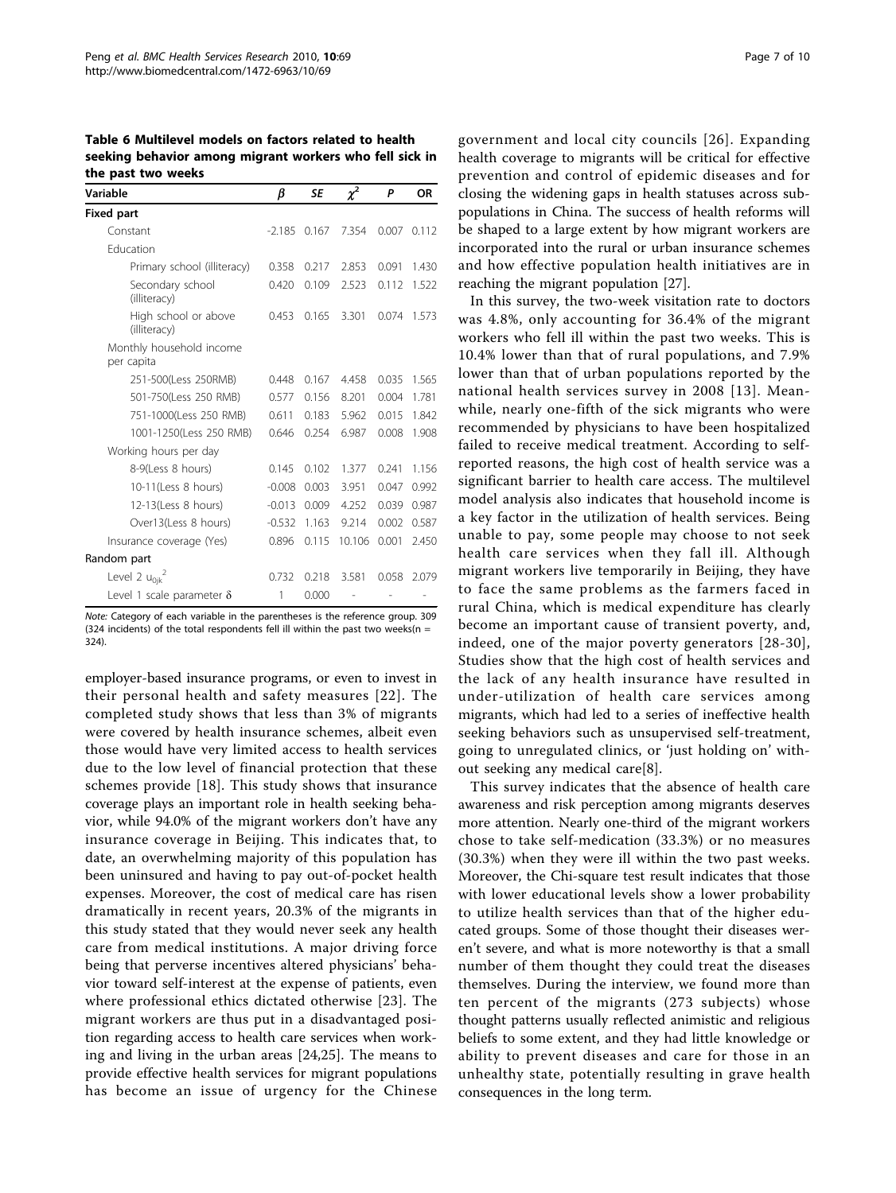**Table 6 Multilevel models on factors related to health seeking behavior among migrant workers who fell sick in the past two weeks**

| Variable | *β* | *SE* | $\chi^2$ | *P* | **OR** |
|---|---|---|---|---|---|
| **Fixed part** | | | | | |
| Constant | -2.185 | 0.167 | 7.354 | 0.007 | 0.112 |
| Education | | | | | |
| Primary school (illiteracy) | 0.358 | 0.217 | 2.853 | 0.091 | 1.430 |
| Secondary school (illiteracy) | 0.420 | 0.109 | 2.523 | 0.112 | 1.522 |
| High school or above (illiteracy) | 0.453 | 0.165 | 3.301 | 0.074 | 1.573 |
| Monthly household income per capita | | | | | |
| 251-500(Less 250RMB) | 0.448 | 0.167 | 4.458 | 0.035 | 1.565 |
| 501-750(Less 250 RMB) | 0.577 | 0.156 | 8.201 | 0.004 | 1.781 |
| 751-1000(Less 250 RMB) | 0.611 | 0.183 | 5.962 | 0.015 | 1.842 |
| 1001-1250(Less 250 RMB) | 0.646 | 0.254 | 6.987 | 0.008 | 1.908 |
| Working hours per day | | | | | |
| 8-9(Less 8 hours) | 0.145 | 0.102 | 1.377 | 0.241 | 1.156 |
| 10-11(Less 8 hours) | -0.008 | 0.003 | 3.951 | 0.047 | 0.992 |
| 12-13(Less 8 hours) | -0.013 | 0.009 | 4.252 | 0.039 | 0.987 |
| Over13(Less 8 hours) | -0.532 | 1.163 | 9.214 | 0.002 | 0.587 |
| Insurance coverage (Yes) | 0.896 | 0.115 | 10.106 | 0.001 | 2.450 |
| Random part | | | | | |
| Level 2 $u_{0jk}^2$ | 0.732 | 0.218 | 3.581 | 0.058 | 2.079 |
| Level 1 scale parameter $\delta$ | 1 | 0.000 | - | - | - |

*Note:* Category of each variable in the parentheses is the reference group. 309 (324 incidents) of the total respondents fell ill within the past two weeks(n = 324).

employer-based insurance programs, or even to invest in their personal health and safety measures [22]. The completed study shows that less than 3% of migrants were covered by health insurance schemes, albeit even those would have very limited access to health services due to the low level of financial protection that these schemes provide [18]. This study shows that insurance coverage plays an important role in health seeking behavior, while 94.0% of the migrant workers don't have any insurance coverage in Beijing. This indicates that, to date, an overwhelming majority of this population has been uninsured and having to pay out-of-pocket health expenses. Moreover, the cost of medical care has risen dramatically in recent years, 20.3% of the migrants in this study stated that they would never seek any health care from medical institutions. A major driving force being that perverse incentives altered physicians' behavior toward self-interest at the expense of patients, even where professional ethics dictated otherwise [23]. The migrant workers are thus put in a disadvantaged position regarding access to health care services when working and living in the urban areas [24,25]. The means to provide effective health services for migrant populations has become an issue of urgency for the Chinese government and local city councils [26]. Expanding health coverage to migrants will be critical for effective prevention and control of epidemic diseases and for closing the widening gaps in health statuses across subpopulations in China. The success of health reforms will be shaped to a large extent by how migrant workers are incorporated into the rural or urban insurance schemes and how effective population health initiatives are in reaching the migrant population [27].

In this survey, the two-week visitation rate to doctors was 4.8%, only accounting for 36.4% of the migrant workers who fell ill within the past two weeks. This is 10.4% lower than that of rural populations, and 7.9% lower than that of urban populations reported by the national health services survey in 2008 [13]. Meanwhile, nearly one-fifth of the sick migrants who were recommended by physicians to have been hospitalized failed to receive medical treatment. According to self-reported reasons, the high cost of health service was a significant barrier to health care access. The multilevel model analysis also indicates that household income is a key factor in the utilization of health services. Being unable to pay, some people may choose to not seek health care services when they fall ill. Although migrant workers live temporarily in Beijing, they have to face the same problems as the farmers faced in rural China, which is medical expenditure has clearly become an important cause of transient poverty, and, indeed, one of the major poverty generators [28-30], Studies show that the high cost of health services and the lack of any health insurance have resulted in under-utilization of health care services among migrants, which had led to a series of ineffective health seeking behaviors such as unsupervised self-treatment, going to unregulated clinics, or 'just holding on' without seeking any medical care[8].

This survey indicates that the absence of health care awareness and risk perception among migrants deserves more attention. Nearly one-third of the migrant workers chose to take self-medication (33.3%) or no measures (30.3%) when they were ill within the two past weeks. Moreover, the Chi-square test result indicates that those with lower educational levels show a lower probability to utilize health services than that of the higher educated groups. Some of those thought their diseases weren't severe, and what is more noteworthy is that a small number of them thought they could treat the diseases themselves. During the interview, we found more than ten percent of the migrants (273 subjects) whose thought patterns usually reflected animistic and religious beliefs to some extent, and they had little knowledge or ability to prevent diseases and care for those in an unhealthy state, potentially resulting in grave health consequences in the long term.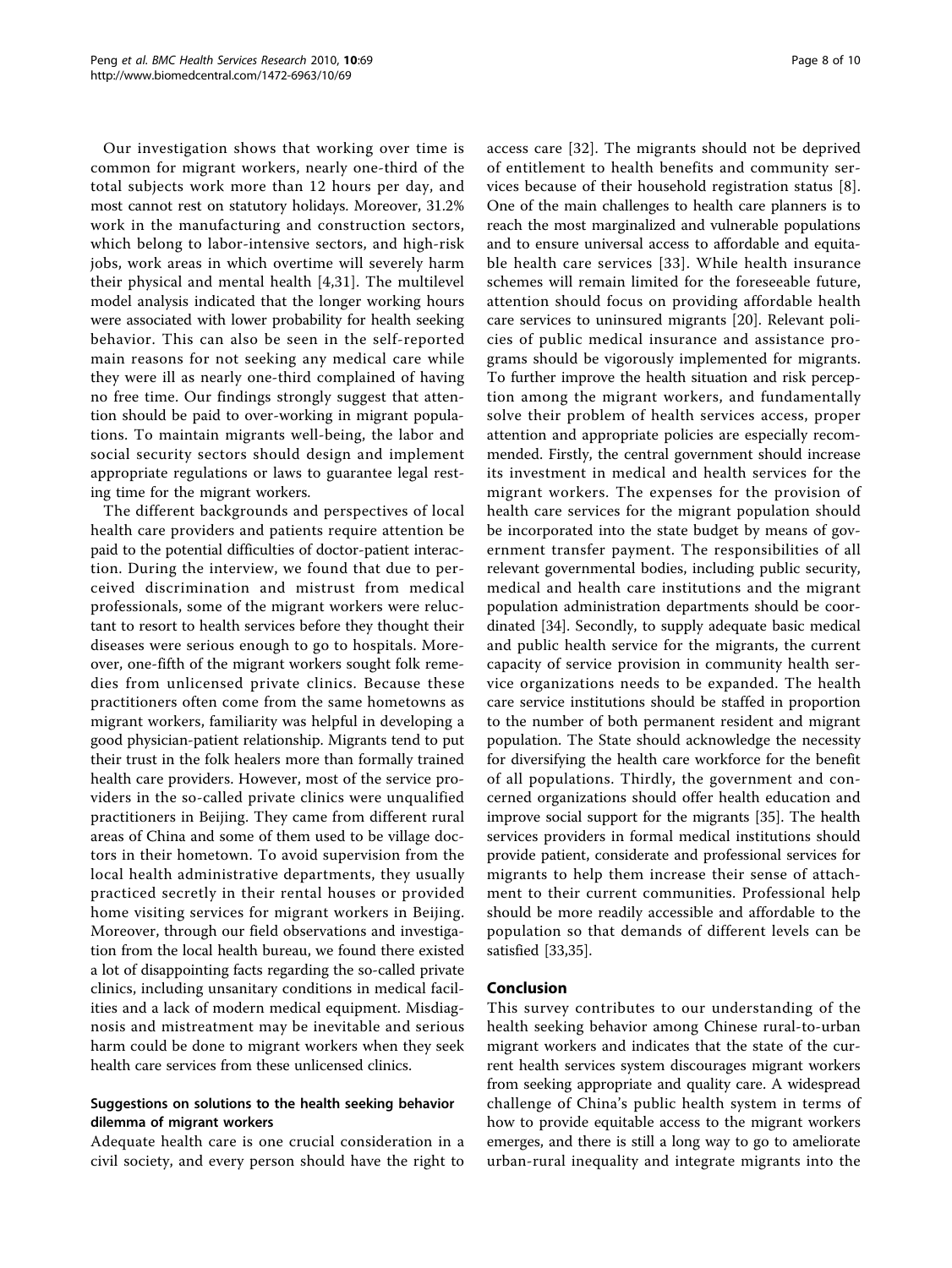Our investigation shows that working over time is common for migrant workers, nearly one-third of the total subjects work more than 12 hours per day, and most cannot rest on statutory holidays. Moreover, 31.2% work in the manufacturing and construction sectors, which belong to labor-intensive sectors, and high-risk jobs, work areas in which overtime will severely harm their physical and mental health [4,31]. The multilevel model analysis indicated that the longer working hours were associated with lower probability for health seeking behavior. This can also be seen in the self-reported main reasons for not seeking any medical care while they were ill as nearly one-third complained of having no free time. Our findings strongly suggest that attention should be paid to over-working in migrant populations. To maintain migrants well-being, the labor and social security sectors should design and implement appropriate regulations or laws to guarantee legal resting time for the migrant workers.

The different backgrounds and perspectives of local health care providers and patients require attention be paid to the potential difficulties of doctor-patient interaction. During the interview, we found that due to perceived discrimination and mistrust from medical professionals, some of the migrant workers were reluctant to resort to health services before they thought their diseases were serious enough to go to hospitals. Moreover, one-fifth of the migrant workers sought folk remedies from unlicensed private clinics. Because these practitioners often come from the same hometowns as migrant workers, familiarity was helpful in developing a good physician-patient relationship. Migrants tend to put their trust in the folk healers more than formally trained health care providers. However, most of the service providers in the so-called private clinics were unqualified practitioners in Beijing. They came from different rural areas of China and some of them used to be village doctors in their hometown. To avoid supervision from the local health administrative departments, they usually practiced secretly in their rental houses or provided home visiting services for migrant workers in Beijing. Moreover, through our field observations and investigation from the local health bureau, we found there existed a lot of disappointing facts regarding the so-called private clinics, including unsanitary conditions in medical facilities and a lack of modern medical equipment. Misdiagnosis and mistreatment may be inevitable and serious harm could be done to migrant workers when they seek health care services from these unlicensed clinics.

### Suggestions on solutions to the health seeking behavior dilemma of migrant workers

Adequate health care is one crucial consideration in a civil society, and every person should have the right to access care [32]. The migrants should not be deprived of entitlement to health benefits and community services because of their household registration status [8]. One of the main challenges to health care planners is to reach the most marginalized and vulnerable populations and to ensure universal access to affordable and equitable health care services [33]. While health insurance schemes will remain limited for the foreseeable future, attention should focus on providing affordable health care services to uninsured migrants [20]. Relevant policies of public medical insurance and assistance programs should be vigorously implemented for migrants. To further improve the health situation and risk perception among the migrant workers, and fundamentally solve their problem of health services access, proper attention and appropriate policies are especially recommended. Firstly, the central government should increase its investment in medical and health services for the migrant workers. The expenses for the provision of health care services for the migrant population should be incorporated into the state budget by means of government transfer payment. The responsibilities of all relevant governmental bodies, including public security, medical and health care institutions and the migrant population administration departments should be coordinated [34]. Secondly, to supply adequate basic medical and public health service for the migrants, the current capacity of service provision in community health service organizations needs to be expanded. The health care service institutions should be staffed in proportion to the number of both permanent resident and migrant population. The State should acknowledge the necessity for diversifying the health care workforce for the benefit of all populations. Thirdly, the government and concerned organizations should offer health education and improve social support for the migrants [35]. The health services providers in formal medical institutions should provide patient, considerate and professional services for migrants to help them increase their sense of attachment to their current communities. Professional help should be more readily accessible and affordable to the population so that demands of different levels can be satisfied [33,35].

## Conclusion

This survey contributes to our understanding of the health seeking behavior among Chinese rural-to-urban migrant workers and indicates that the state of the current health services system discourages migrant workers from seeking appropriate and quality care. A widespread challenge of China's public health system in terms of how to provide equitable access to the migrant workers emerges, and there is still a long way to go to ameliorate urban-rural inequality and integrate migrants into the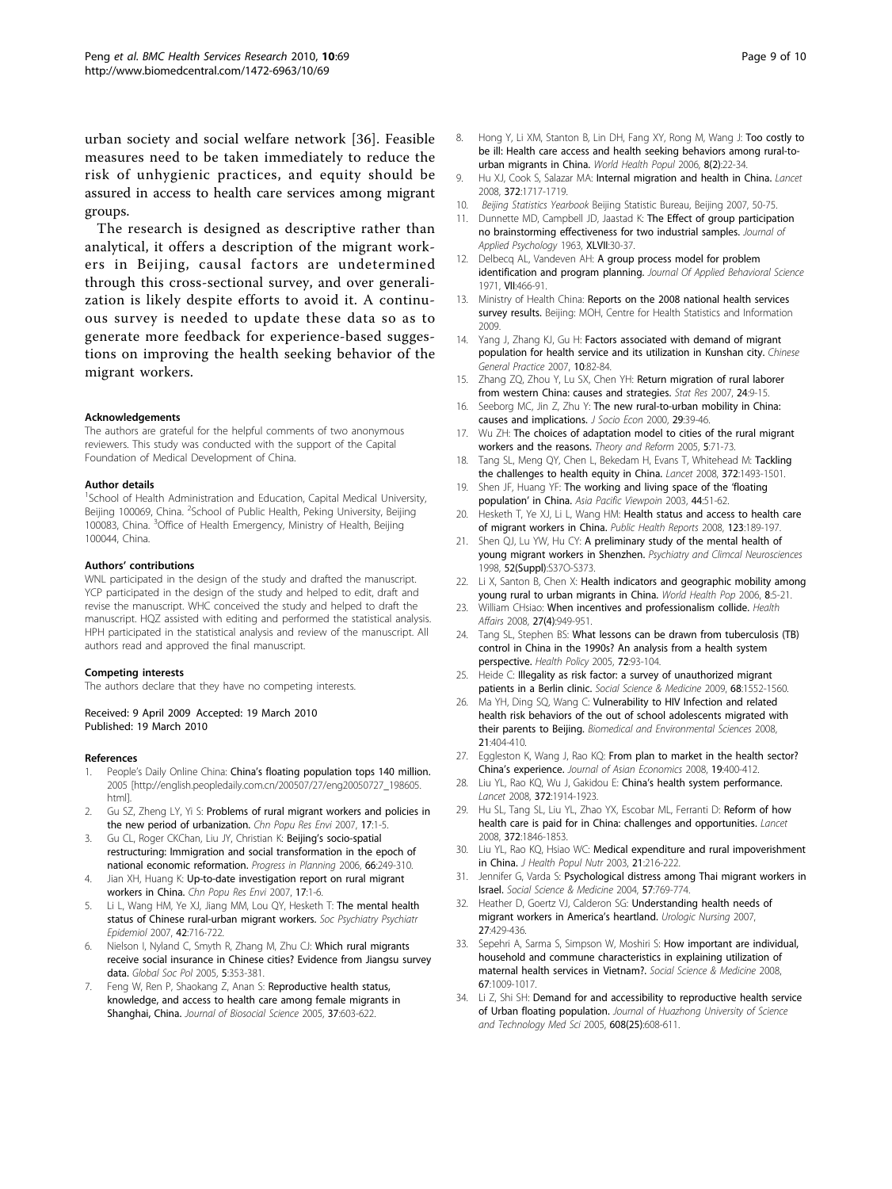urban society and social welfare network [36]. Feasible measures need to be taken immediately to reduce the risk of unhygienic practices, and equity should be assured in access to health care services among migrant groups.

The research is designed as descriptive rather than analytical, it offers a description of the migrant workers in Beijing, causal factors are undetermined through this cross-sectional survey, and over generalization is likely despite efforts to avoid it. A continuous survey is needed to update these data so as to generate more feedback for experience-based suggestions on improving the health seeking behavior of the migrant workers.

#### Acknowledgements

The authors are grateful for the helpful comments of two anonymous reviewers. This study was conducted with the support of the Capital Foundation of Medical Development of China.

#### Author details

[1]School of Health Administration and Education, Capital Medical University, Beijing 100069, China. [2]School of Public Health, Peking University, Beijing 100083, China. [3]Office of Health Emergency, Ministry of Health, Beijing 100044, China.

#### Authors' contributions

WNL participated in the design of the study and drafted the manuscript. YCP participated in the design of the study and helped to edit, draft and revise the manuscript. WHC conceived the study and helped to draft the manuscript. HQZ assisted with editing and performed the statistical analysis. HPH participated in the statistical analysis and review of the manuscript. All authors read and approved the final manuscript.

#### Competing interests

The authors declare that they have no competing interests.

Received: 9 April 2009 Accepted: 19 March 2010
Published: 19 March 2010

#### References

1. People's Daily Online China: **China's floating population tops 140 million.** 2005 [http://english.peopledaily.com.cn/200507/27/eng20050727_198605.html].
2. Gu SZ, Zheng LY, Yi S: **Problems of rural migrant workers and policies in the new period of urbanization.** *Chn Popu Res Envi* 2007, **17**:1-5.
3. Gu CL, Roger CKChan, Liu JY, Christian K: **Beijing's socio-spatial restructuring: Immigration and social transformation in the epoch of national economic reformation.** *Progress in Planning* 2006, **66**:249-310.
4. Jian XH, Huang K: **Up-to-date investigation report on rural migrant workers in China.** *Chn Popu Res Envi* 2007, **17**:1-6.
5. Li L, Wang HM, Ye XJ, Jiang MM, Lou QY, Hesketh T: **The mental health status of Chinese rural-urban migrant workers.** *Soc Psychiatry Psychiatr Epidemiol* 2007, **42**:716-722.
6. Nielson I, Nyland C, Smyth R, Zhang M, Zhu CJ: **Which rural migrants receive social insurance in Chinese cities? Evidence from Jiangsu survey data.** *Global Soc Pol* 2005, **5**:353-381.
7. Feng W, Ren P, Shaokang Z, Anan S: **Reproductive health status, knowledge, and access to health care among female migrants in Shanghai, China.** *Journal of Biosocial Science* 2005, **37**:603-622.
8. Hong Y, Li XM, Stanton B, Lin DH, Fang XY, Rong M, Wang J: **Too costly to be ill: Health care access and health seeking behaviors among rural-to-urban migrants in China.** *World Health Popul* 2006, **8(2)**:22-34.
9. Hu XJ, Cook S, Salazar MA: **Internal migration and health in China.** *Lancet* 2008, **372**:1717-1719.
10. *Beijing Statistics Yearbook* Beijing Statistic Bureau, Beijing 2007, 50-75.
11. Dunnette MD, Campbell JD, Jaastad K: **The Effect of group participation no brainstorming effectiveness for two industrial samples.** *Journal of Applied Psychology* 1963, **XLVII**:30-37.
12. Delbecq AL, Vandeven AH: **A group process model for problem identification and program planning.** *Journal Of Applied Behavioral Science* 1971, **VII**:466-91.
13. Ministry of Health China: **Reports on the 2008 national health services survey results.** Beijing: MOH, Centre for Health Statistics and Information 2009.
14. Yang J, Zhang KJ, Gu H: **Factors associated with demand of migrant population for health service and its utilization in Kunshan city.** *Chinese General Practice* 2007, **10**:82-84.
15. Zhang ZQ, Zhou Y, Lu SX, Chen YH: **Return migration of rural laborer from western China: causes and strategies.** *Stat Res* 2007, **24**:9-15.
16. Seeborg MC, Jin Z, Zhu Y: **The new rural-to-urban mobility in China: causes and implications.** *J Socio Econ* 2000, **29**:39-46.
17. Wu ZH: **The choices of adaptation model to cities of the rural migrant workers and the reasons.** *Theory and Reform* 2005, **5**:71-73.
18. Tang SL, Meng QY, Chen L, Bekedam H, Evans T, Whitehead M: **Tackling the challenges to health equity in China.** *Lancet* 2008, **372**:1493-1501.
19. Shen JF, Huang YF: **The working and living space of the 'floating population' in China.** *Asia Pacific Viewpoin* 2003, **44**:51-62.
20. Hesketh T, Ye XJ, Li L, Wang HM: **Health status and access to health care of migrant workers in China.** *Public Health Reports* 2008, **123**:189-197.
21. Shen QJ, Lu YW, Hu CY: **A preliminary study of the mental health of young migrant workers in Shenzhen.** *Psychiatry and Climcal Neurosciences* 1998, **52(Suppl)**:S370-S373.
22. Li X, Santon B, Chen X: **Health indicators and geographic mobility among young rural to urban migrants in China.** *World Health Pop* 2006, **8**:5-21.
23. William CHsiao: **When incentives and professionalism collide.** *Health Affairs* 2008, **27(4)**:949-951.
24. Tang SL, Stephen BS: **What lessons can be drawn from tuberculosis (TB) control in China in the 1990s? An analysis from a health system perspective.** *Health Policy* 2005, **72**:93-104.
25. Heide C: **Illegality as risk factor: a survey of unauthorized migrant patients in a Berlin clinic.** *Social Science & Medicine* 2009, **68**:1552-1560.
26. Ma YH, Ding SQ, Wang C: **Vulnerability to HIV Infection and related health risk behaviors of the out of school adolescents migrated with their parents to Beijing.** *Biomedical and Environmental Sciences* 2008, **21**:404-410.
27. Eggleston K, Wang J, Rao KQ: **From plan to market in the health sector? China's experience.** *Journal of Asian Economics* 2008, **19**:400-412.
28. Liu YL, Rao KQ, Wu J, Gakidou E: **China's health system performance.** *Lancet* 2008, **372**:1914-1923.
29. Hu SL, Tang SL, Liu YL, Zhao YX, Escobar ML, Ferranti D: **Reform of how health care is paid for in China: challenges and opportunities.** *Lancet* 2008, **372**:1846-1853.
30. Liu YL, Rao KQ, Hsiao WC: **Medical expenditure and rural impoverishment in China.** *J Health Popul Nutr* 2003, **21**:216-222.
31. Jennifer G, Varda S: **Psychological distress among Thai migrant workers in Israel.** *Social Science & Medicine* 2004, **57**:769-774.
32. Heather D, Goertz VJ, Calderon SG: **Understanding health needs of migrant workers in America's heartland.** *Urologic Nursing* 2007, **27**:429-436.
33. Sepehri A, Sarma S, Simpson W, Moshiri S: **How important are individual, household and commune characteristics in explaining utilization of maternal health services in Vietnam?.** *Social Science & Medicine* 2008, **67**:1009-1017.
34. Li Z, Shi SH: **Demand for and accessibility to reproductive health service of Urban floating population.** *Journal of Huazhong University of Science and Technology Med Sci* 2005, **608(25)**:608-611.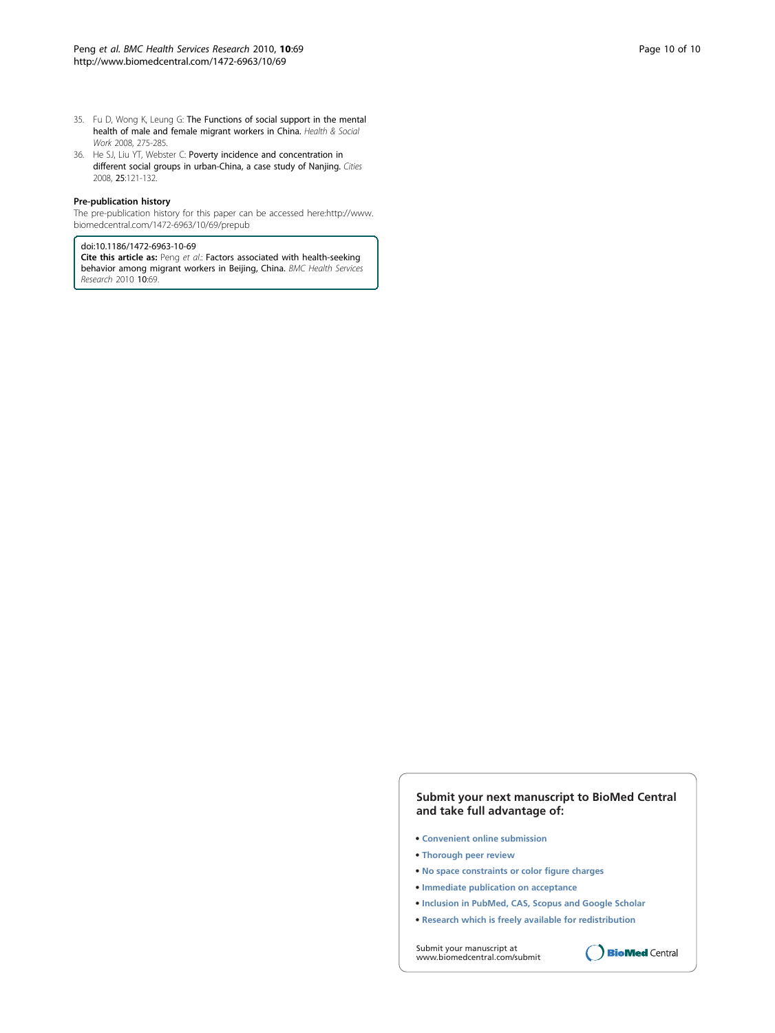35. Fu D, Wong K, Leung G: **The Functions of social support in the mental health of male and female migrant workers in China.** *Health & Social Work* 2008, 275-285.
36. He SJ, Liu YT, Webster C: **Poverty incidence and concentration in different social groups in urban-China, a case study of Nanjing.** *Cities* 2008, **25**:121-132.

**Pre-publication history**

The pre-publication history for this paper can be accessed here:http://www.biomedcentral.com/1472-6963/10/69/prepub

doi:10.1186/1472-6963-10-69

**Cite this article as:** Peng *et al.*: Factors associated with health-seeking behavior among migrant workers in Beijing, China. *BMC Health Services Research* 2010 **10**:69.

**Submit your next manuscript to BioMed Central and take full advantage of:**

- **Convenient online submission**
- **Thorough peer review**
- **No space constraints or color figure charges**
- **Immediate publication on acceptance**
- **Inclusion in PubMed, CAS, Scopus and Google Scholar**
- **Research which is freely available for redistribution**

Submit your manuscript at
www.biomedcentral.com/submit

BioMed Central